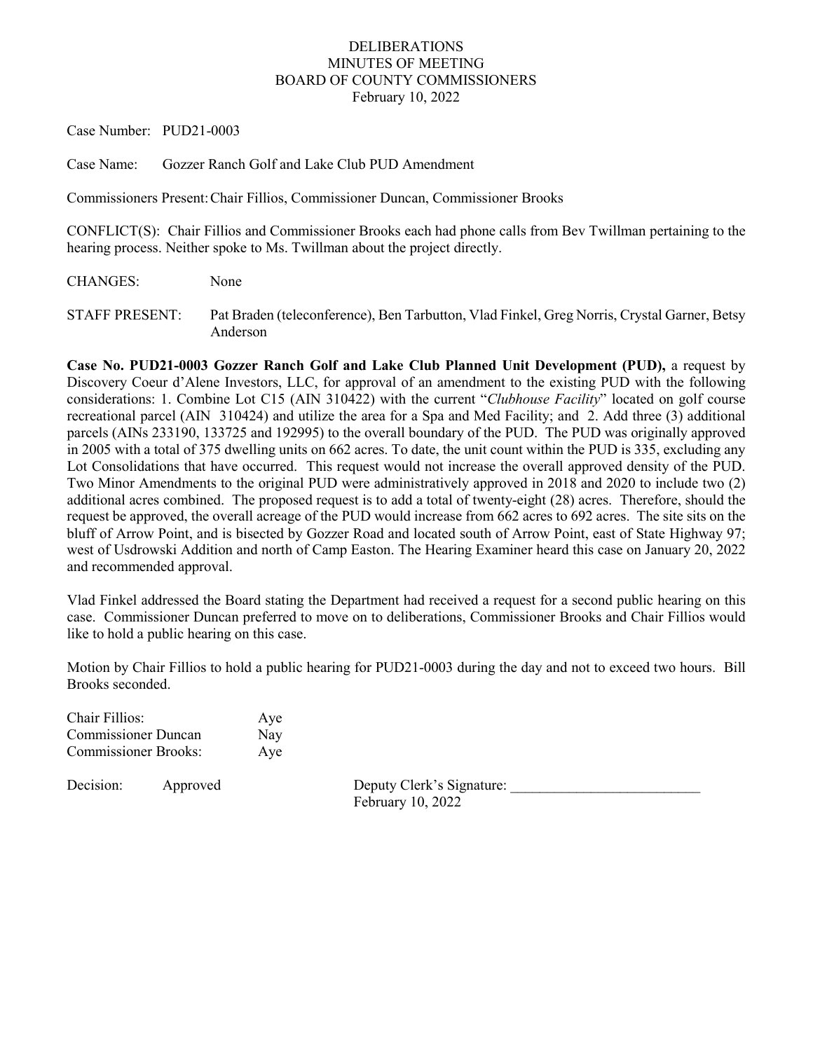# DELIBERATIONS
## MINUTES OF MEETING
## BOARD OF COUNTY COMMISSIONERS
February 10, 2022

Case Number: PUD21-0003

Case Name: Gozzer Ranch Golf and Lake Club PUD Amendment

Commissioners Present: Chair Fillios, Commissioner Duncan, Commissioner Brooks

CONFLICT(S): Chair Fillios and Commissioner Brooks each had phone calls from Bev Twillman pertaining to the hearing process. Neither spoke to Ms. Twillman about the project directly.

CHANGES: None

STAFF PRESENT: Pat Braden (teleconference), Ben Tarbutton, Vlad Finkel, Greg Norris, Crystal Garner, Betsy Anderson

**Case No. PUD21-0003 Gozzer Ranch Golf and Lake Club Planned Unit Development (PUD),** a request by Discovery Coeur d'Alene Investors, LLC, for approval of an amendment to the existing PUD with the following considerations: 1. Combine Lot C15 (AIN 310422) with the current "*Clubhouse Facility*" located on golf course recreational parcel (AIN 310424) and utilize the area for a Spa and Med Facility; and 2. Add three (3) additional parcels (AINs 233190, 133725 and 192995) to the overall boundary of the PUD. The PUD was originally approved in 2005 with a total of 375 dwelling units on 662 acres. To date, the unit count within the PUD is 335, excluding any Lot Consolidations that have occurred. This request would not increase the overall approved density of the PUD. Two Minor Amendments to the original PUD were administratively approved in 2018 and 2020 to include two (2) additional acres combined. The proposed request is to add a total of twenty-eight (28) acres. Therefore, should the request be approved, the overall acreage of the PUD would increase from 662 acres to 692 acres. The site sits on the bluff of Arrow Point, and is bisected by Gozzer Road and located south of Arrow Point, east of State Highway 97; west of Usdrowski Addition and north of Camp Easton. The Hearing Examiner heard this case on January 20, 2022 and recommended approval.

Vlad Finkel addressed the Board stating the Department had received a request for a second public hearing on this case. Commissioner Duncan preferred to move on to deliberations, Commissioner Brooks and Chair Fillios would like to hold a public hearing on this case.

Motion by Chair Fillios to hold a public hearing for PUD21-0003 during the day and not to exceed two hours. Bill Brooks seconded.

| | |
|---|---|
| Chair Fillios: | Aye |
| Commissioner Duncan | Nay |
| Commissioner Brooks: | Aye |

Decision: Approved

Deputy Clerk's Signature: _________________________
February 10, 2022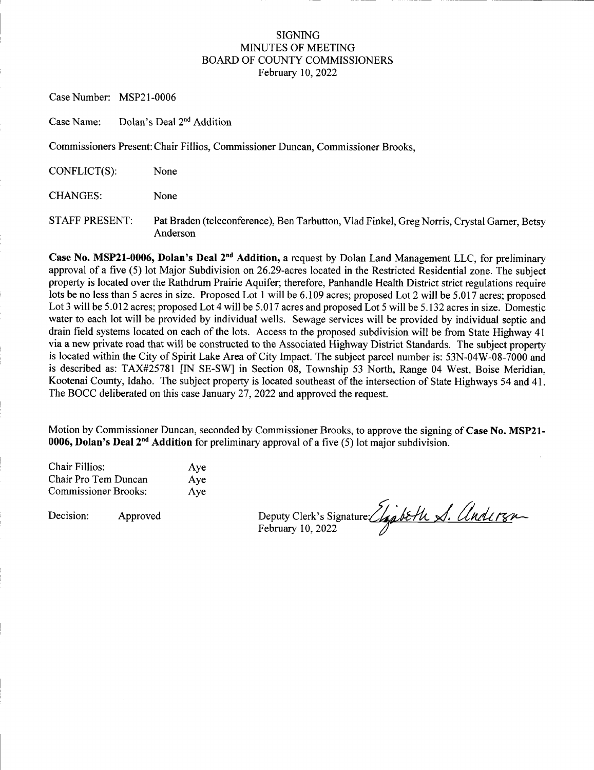# SIGNING
## MINUTES OF MEETING
## BOARD OF COUNTY COMMISSIONERS
February 10, 2022

Case Number: MSP21-0006

Case Name: Dolan's Deal 2nd Addition

Commissioners Present: Chair Fillios, Commissioner Duncan, Commissioner Brooks,

CONFLICT(S): None

CHANGES: None

STAFF PRESENT: Pat Braden (teleconference), Ben Tarbutton, Vlad Finkel, Greg Norris, Crystal Garner, Betsy Anderson

**Case No. MSP21-0006, Dolan's Deal 2nd Addition,** a request by Dolan Land Management LLC, for preliminary approval of a five (5) lot Major Subdivision on 26.29-acres located in the Restricted Residential zone. The subject property is located over the Rathdrum Prairie Aquifer; therefore, Panhandle Health District strict regulations require lots be no less than 5 acres in size. Proposed Lot 1 will be 6.109 acres; proposed Lot 2 will be 5.017 acres; proposed Lot 3 will be 5.012 acres; proposed Lot 4 will be 5.017 acres and proposed Lot 5 will be 5.132 acres in size. Domestic water to each lot will be provided by individual wells. Sewage services will be provided by individual septic and drain field systems located on each of the lots. Access to the proposed subdivision will be from State Highway 41 via a new private road that will be constructed to the Associated Highway District Standards. The subject property is located within the City of Spirit Lake Area of City Impact. The subject parcel number is: 53N-04W-08-7000 and is described as: TAX#25781 [IN SE-SW] in Section 08, Township 53 North, Range 04 West, Boise Meridian, Kootenai County, Idaho. The subject property is located southeast of the intersection of State Highways 54 and 41. The BOCC deliberated on this case January 27, 2022 and approved the request.

Motion by Commissioner Duncan, seconded by Commissioner Brooks, to approve the signing of **Case No. MSP21-0006, Dolan's Deal 2nd Addition** for preliminary approval of a five (5) lot major subdivision.

| | |
|---|---|
| Chair Fillios: | Aye |
| Chair Pro Tem Duncan | Aye |
| Commissioner Brooks: | Aye |

Decision: Approved

Deputy Clerk's Signature: Elizabeth A. Anderson
February 10, 2022